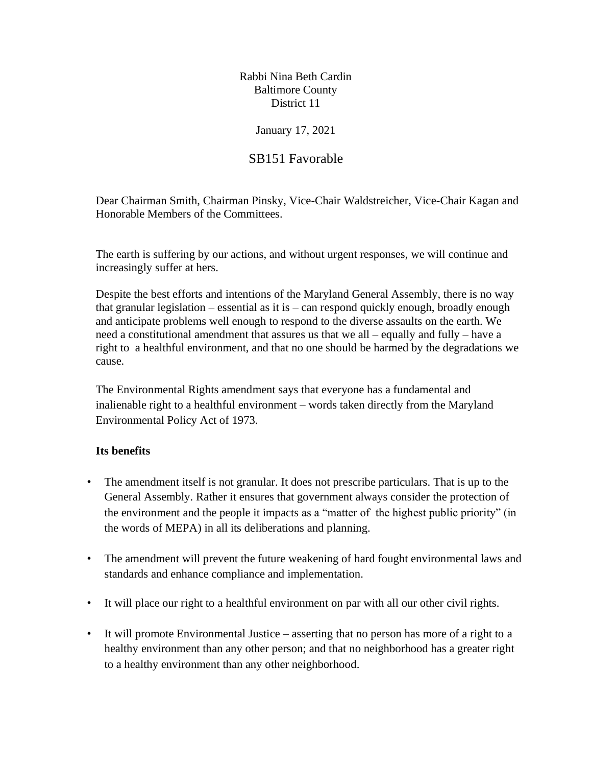Rabbi Nina Beth Cardin
Baltimore County
District 11

January 17, 2021

# SB151 Favorable

Dear Chairman Smith, Chairman Pinsky, Vice-Chair Waldstreicher, Vice-Chair Kagan and Honorable Members of the Committees.

The earth is suffering by our actions, and without urgent responses, we will continue and increasingly suffer at hers.

Despite the best efforts and intentions of the Maryland General Assembly, there is no way that granular legislation – essential as it is – can respond quickly enough, broadly enough and anticipate problems well enough to respond to the diverse assaults on the earth. We need a constitutional amendment that assures us that we all – equally and fully – have a right to a healthful environment, and that no one should be harmed by the degradations we cause.

The Environmental Rights amendment says that everyone has a fundamental and inalienable right to a healthful environment – words taken directly from the Maryland Environmental Policy Act of 1973.

**Its benefits**

- The amendment itself is not granular. It does not prescribe particulars. That is up to the General Assembly. Rather it ensures that government always consider the protection of the environment and the people it impacts as a "matter of the highest public priority" (in the words of MEPA) in all its deliberations and planning.
- The amendment will prevent the future weakening of hard fought environmental laws and standards and enhance compliance and implementation.
- It will place our right to a healthful environment on par with all our other civil rights.
- It will promote Environmental Justice – asserting that no person has more of a right to a healthy environment than any other person; and that no neighborhood has a greater right to a healthy environment than any other neighborhood.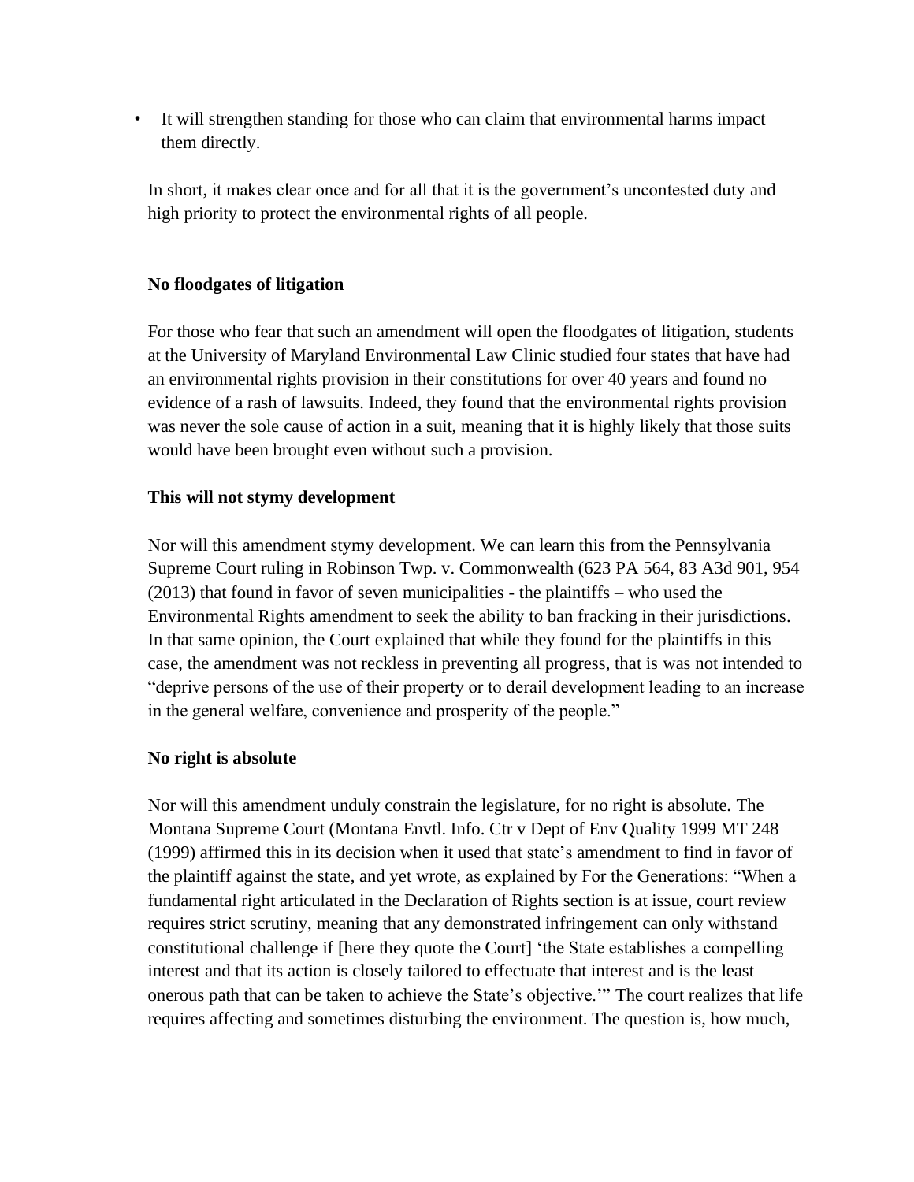- It will strengthen standing for those who can claim that environmental harms impact them directly.

In short, it makes clear once and for all that it is the government's uncontested duty and high priority to protect the environmental rights of all people.

**No floodgates of litigation**

For those who fear that such an amendment will open the floodgates of litigation, students at the University of Maryland Environmental Law Clinic studied four states that have had an environmental rights provision in their constitutions for over 40 years and found no evidence of a rash of lawsuits. Indeed, they found that the environmental rights provision was never the sole cause of action in a suit, meaning that it is highly likely that those suits would have been brought even without such a provision.

**This will not stymy development**

Nor will this amendment stymy development. We can learn this from the Pennsylvania Supreme Court ruling in Robinson Twp. v. Commonwealth (623 PA 564, 83 A3d 901, 954 (2013) that found in favor of seven municipalities - the plaintiffs – who used the Environmental Rights amendment to seek the ability to ban fracking in their jurisdictions. In that same opinion, the Court explained that while they found for the plaintiffs in this case, the amendment was not reckless in preventing all progress, that is was not intended to "deprive persons of the use of their property or to derail development leading to an increase in the general welfare, convenience and prosperity of the people."

**No right is absolute**

Nor will this amendment unduly constrain the legislature, for no right is absolute. The Montana Supreme Court (Montana Envtl. Info. Ctr v Dept of Env Quality 1999 MT 248 (1999) affirmed this in its decision when it used that state's amendment to find in favor of the plaintiff against the state, and yet wrote, as explained by For the Generations: "When a fundamental right articulated in the Declaration of Rights section is at issue, court review requires strict scrutiny, meaning that any demonstrated infringement can only withstand constitutional challenge if [here they quote the Court] 'the State establishes a compelling interest and that its action is closely tailored to effectuate that interest and is the least onerous path that can be taken to achieve the State's objective.'" The court realizes that life requires affecting and sometimes disturbing the environment. The question is, how much,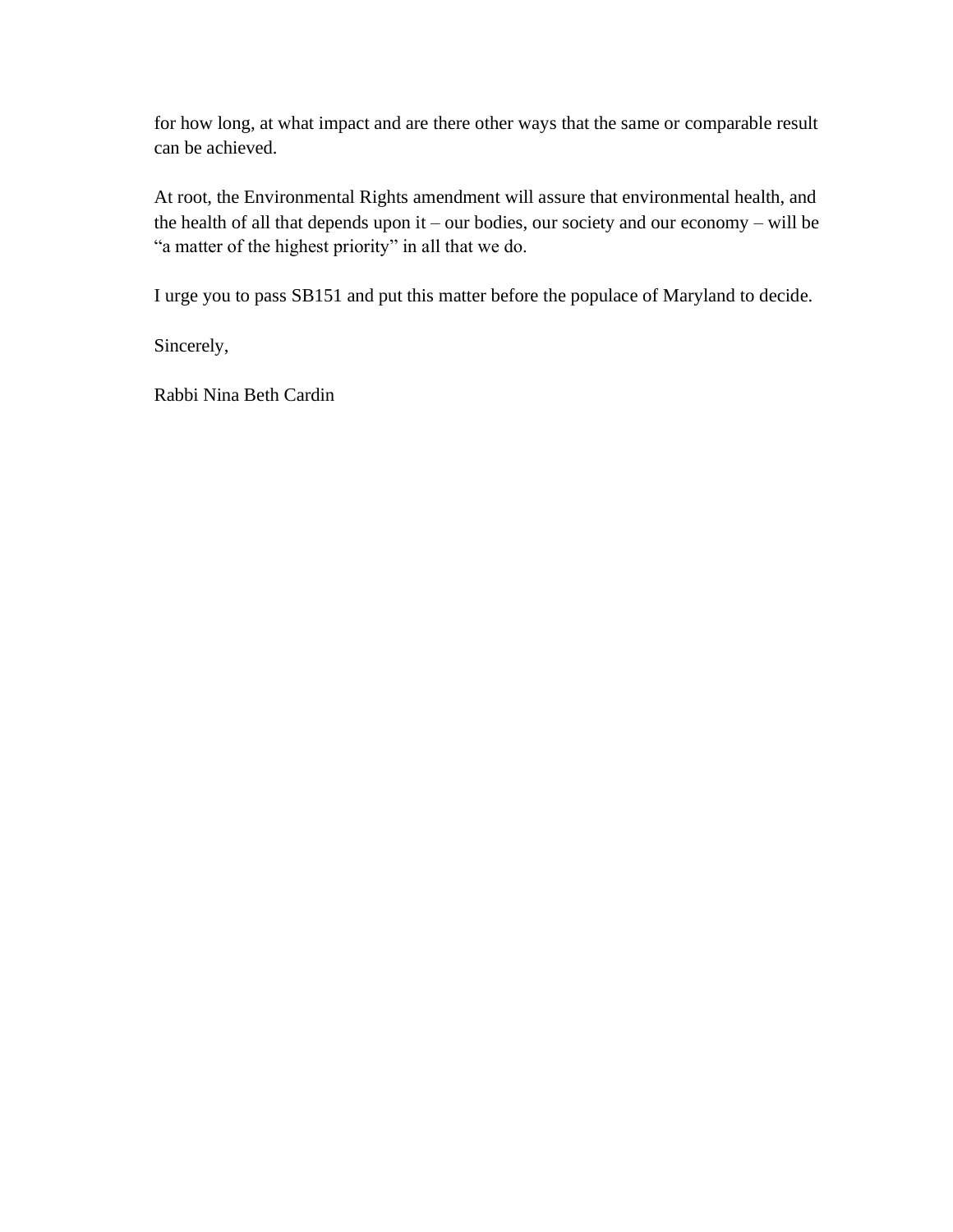for how long, at what impact and are there other ways that the same or comparable result can be achieved.

At root, the Environmental Rights amendment will assure that environmental health, and the health of all that depends upon it – our bodies, our society and our economy – will be "a matter of the highest priority" in all that we do.

I urge you to pass SB151 and put this matter before the populace of Maryland to decide.

Sincerely,

Rabbi Nina Beth Cardin